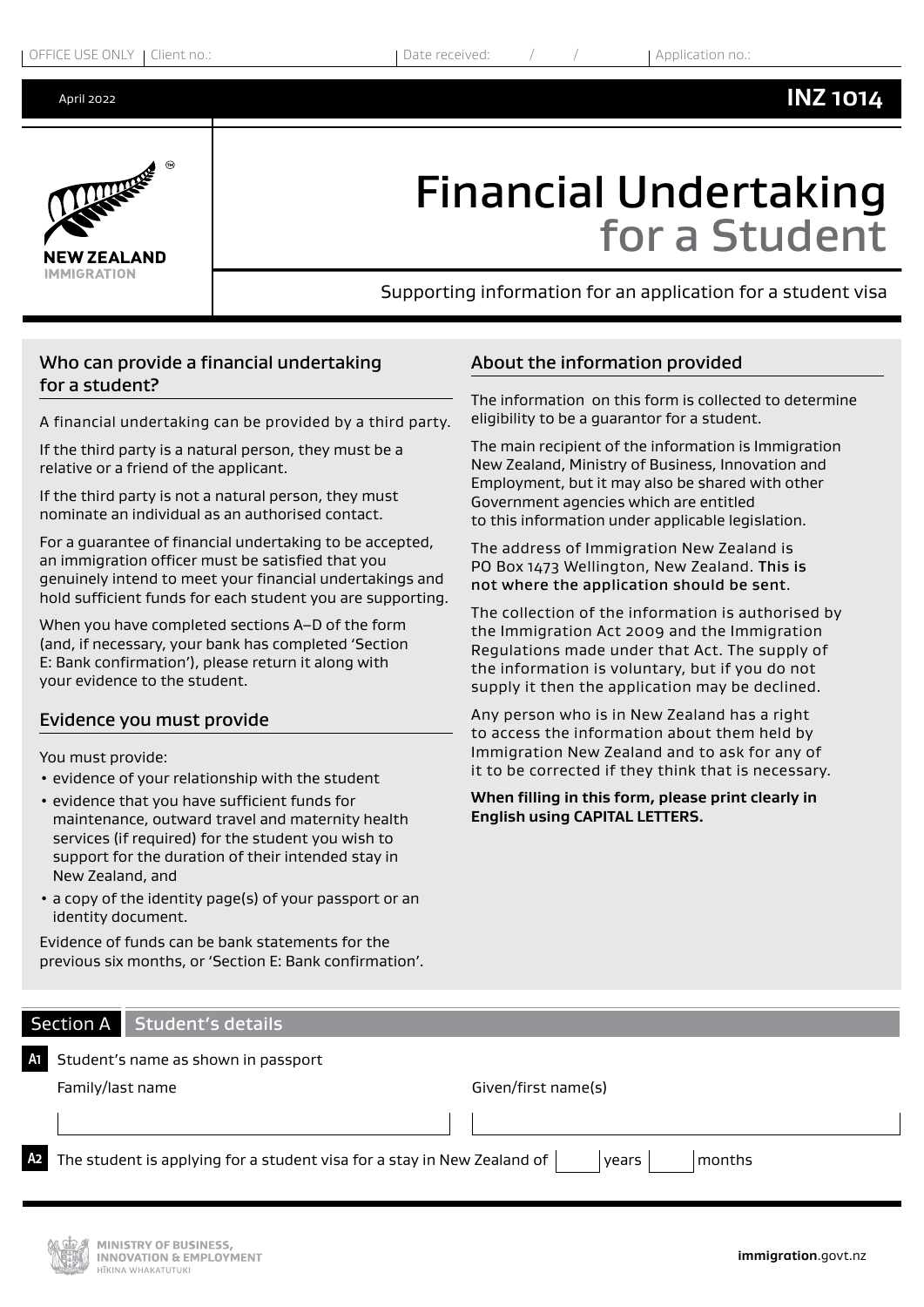OFFICE USE ONLY | Client no.: | Date received: / / | Application no.:

April 2022 **INZ 1014**

NEW ZEALAND IMMIGRATION

# Financial Undertaking for a Student

Supporting information for an application for a student visa

## Who can provide a financial undertaking for a student?

A financial undertaking can be provided by a third party.

If the third party is a natural person, they must be a relative or a friend of the applicant.

If the third party is not a natural person, they must nominate an individual as an authorised contact.

For a guarantee of financial undertaking to be accepted, an immigration officer must be satisfied that you genuinely intend to meet your financial undertakings and hold sufficient funds for each student you are supporting.

When you have completed sections A–D of the form (and, if necessary, your bank has completed 'Section E: Bank confirmation'), please return it along with your evidence to the student.

## Evidence you must provide

You must provide:

- evidence of your relationship with the student
- evidence that you have sufficient funds for maintenance, outward travel and maternity health services (if required) for the student you wish to support for the duration of their intended stay in New Zealand, and
- a copy of the identity page(s) of your passport or an identity document.

Evidence of funds can be bank statements for the previous six months, or 'Section E: Bank confirmation'.

## About the information provided

The information on this form is collected to determine eligibility to be a guarantor for a student.

The main recipient of the information is Immigration New Zealand, Ministry of Business, Innovation and Employment, but it may also be shared with other Government agencies which are entitled to this information under applicable legislation.

The address of Immigration New Zealand is PO Box 1473 Wellington, New Zealand. **This is not where the application should be sent**.

The collection of the information is authorised by the Immigration Act 2009 and the Immigration Regulations made under that Act. The supply of the information is voluntary, but if you do not supply it then the application may be declined.

Any person who is in New Zealand has a right to access the information about them held by Immigration New Zealand and to ask for any of it to be corrected if they think that is necessary.

**When filling in this form, please print clearly in English using CAPITAL LETTERS.**

## Section A Student's details

**A1** Student's name as shown in passport

| Family/last name | Given/first name(s) |
|---|---|
| | |

**A2** The student is applying for a student visa for a stay in New Zealand of ______ years ______ months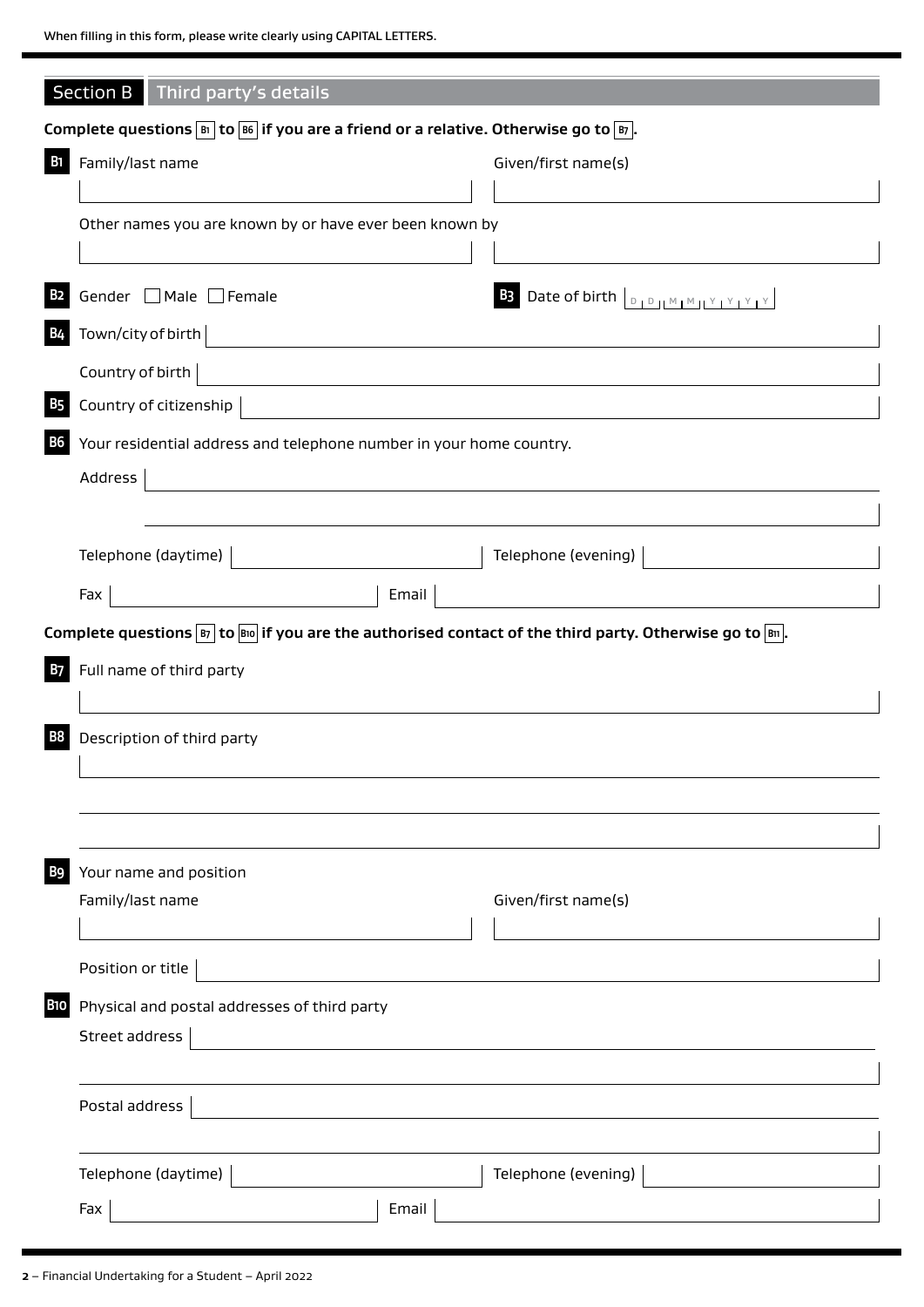When filling in this form, please write clearly using CAPITAL LETTERS.

## Section B Third party's details

**Complete questions B1 to B6 if you are a friend or a relative. Otherwise go to B7.**

**B1** Family/last name

Given/first name(s)

Other names you are known by or have ever been known by

**B2** Gender ☐ Male ☐ Female

**B3** Date of birth D D M M Y Y Y Y

**B4** Town/city of birth

Country of birth

**B5** Country of citizenship

**B6** Your residential address and telephone number in your home country.

Address

Telephone (daytime)

Telephone (evening)

Fax

Email

**Complete questions B7 to B10 if you are the authorised contact of the third party. Otherwise go to B11.**

**B7** Full name of third party

**B8** Description of third party

**B9** Your name and position

Family/last name

Given/first name(s)

Position or title

**B10** Physical and postal addresses of third party

Street address

Postal address

Telephone (daytime)

Telephone (evening)

Fax

Email

2 – Financial Undertaking for a Student – April 2022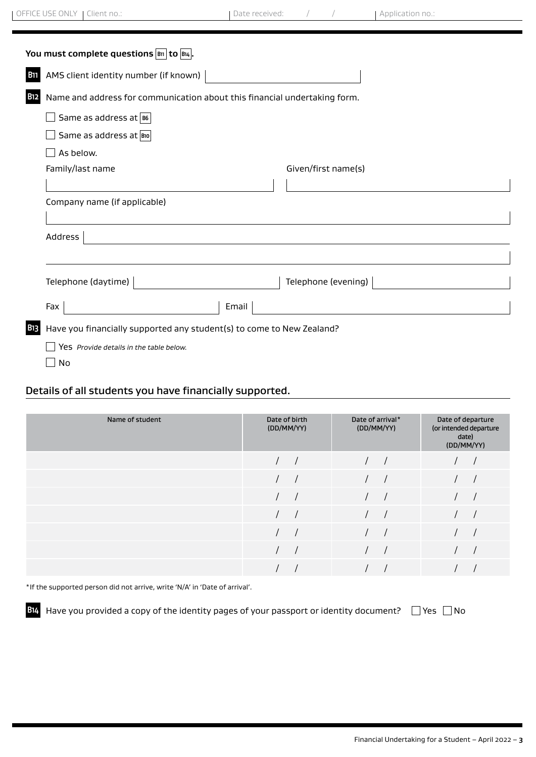OFFICE USE ONLY | Client no.: | Date received: / / | Application no.:

**You must complete questions B11 to B14.**

**B11** AMS client identity number (if known)

**B12** Name and address for communication about this financial undertaking form.

- [ ] Same as address at B6
- [ ] Same as address at B10
- [ ] As below.

Family/last name

Given/first name(s)

Company name (if applicable)

Address

Telephone (daytime)

Telephone (evening)

Fax

Email

**B13** Have you financially supported any student(s) to come to New Zealand?

- [ ] Yes *Provide details in the table below.*
- [ ] No

## Details of all students you have financially supported.

| Name of student | Date of birth (DD/MM/YY) | Date of arrival* (DD/MM/YY) | Date of departure (or intended departure date) (DD/MM/YY) |
|---|---|---|---|
| | / / | / / | / / |
| | / / | / / | / / |
| | / / | / / | / / |
| | / / | / / | / / |
| | / / | / / | / / |
| | / / | / / | / / |
| | / / | / / | / / |

*If the supported person did not arrive, write 'N/A' in 'Date of arrival'.

**B14** Have you provided a copy of the identity pages of your passport or identity document? [ ] Yes [ ] No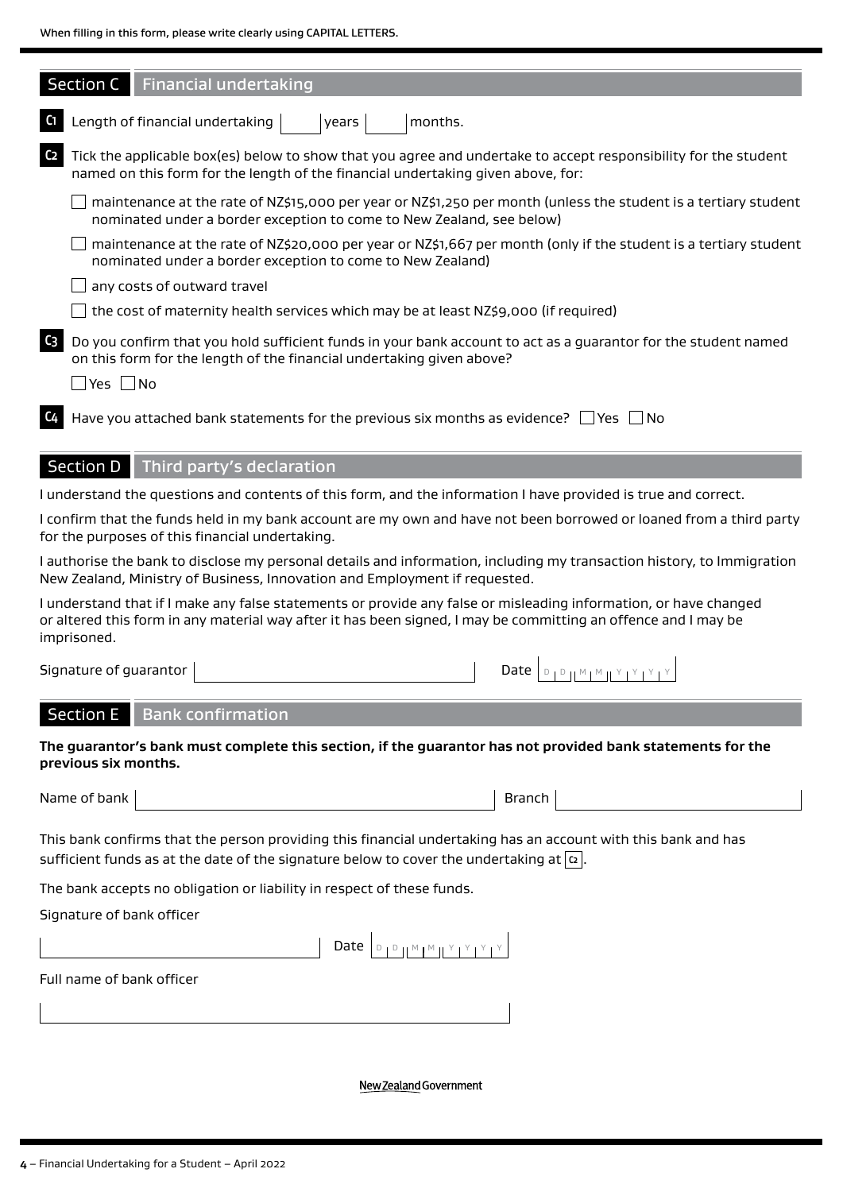When filling in this form, please write clearly using CAPITAL LETTERS.

## Section C Financial undertaking

**C1** Length of financial undertaking ______ years ______ months.

**C2** Tick the applicable box(es) below to show that you agree and undertake to accept responsibility for the student named on this form for the length of the financial undertaking given above, for:

- ☐ maintenance at the rate of NZ$15,000 per year or NZ$1,250 per month (unless the student is a tertiary student nominated under a border exception to come to New Zealand, see below)
- ☐ maintenance at the rate of NZ$20,000 per year or NZ$1,667 per month (only if the student is a tertiary student nominated under a border exception to come to New Zealand)
- ☐ any costs of outward travel
- ☐ the cost of maternity health services which may be at least NZ$9,000 (if required)

**C3** Do you confirm that you hold sufficient funds in your bank account to act as a guarantor for the student named on this form for the length of the financial undertaking given above?

☐ Yes ☐ No

**C4** Have you attached bank statements for the previous six months as evidence? ☐ Yes ☐ No

## Section D Third party's declaration

I understand the questions and contents of this form, and the information I have provided is true and correct.

I confirm that the funds held in my bank account are my own and have not been borrowed or loaned from a third party for the purposes of this financial undertaking.

I authorise the bank to disclose my personal details and information, including my transaction history, to Immigration New Zealand, Ministry of Business, Innovation and Employment if requested.

I understand that if I make any false statements or provide any false or misleading information, or have changed or altered this form in any material way after it has been signed, I may be committing an offence and I may be imprisoned.

Signature of guarantor ______________________ Date D D M M Y Y Y Y

## Section E Bank confirmation

**The guarantor's bank must complete this section, if the guarantor has not provided bank statements for the previous six months.**

Name of bank ______________________ Branch ______________________

This bank confirms that the person providing this financial undertaking has an account with this bank and has sufficient funds as at the date of the signature below to cover the undertaking at C2.

The bank accepts no obligation or liability in respect of these funds.

Signature of bank officer

______________________ Date D D M M Y Y Y Y

Full name of bank officer

______________________

New Zealand Government

4 – Financial Undertaking for a Student – April 2022